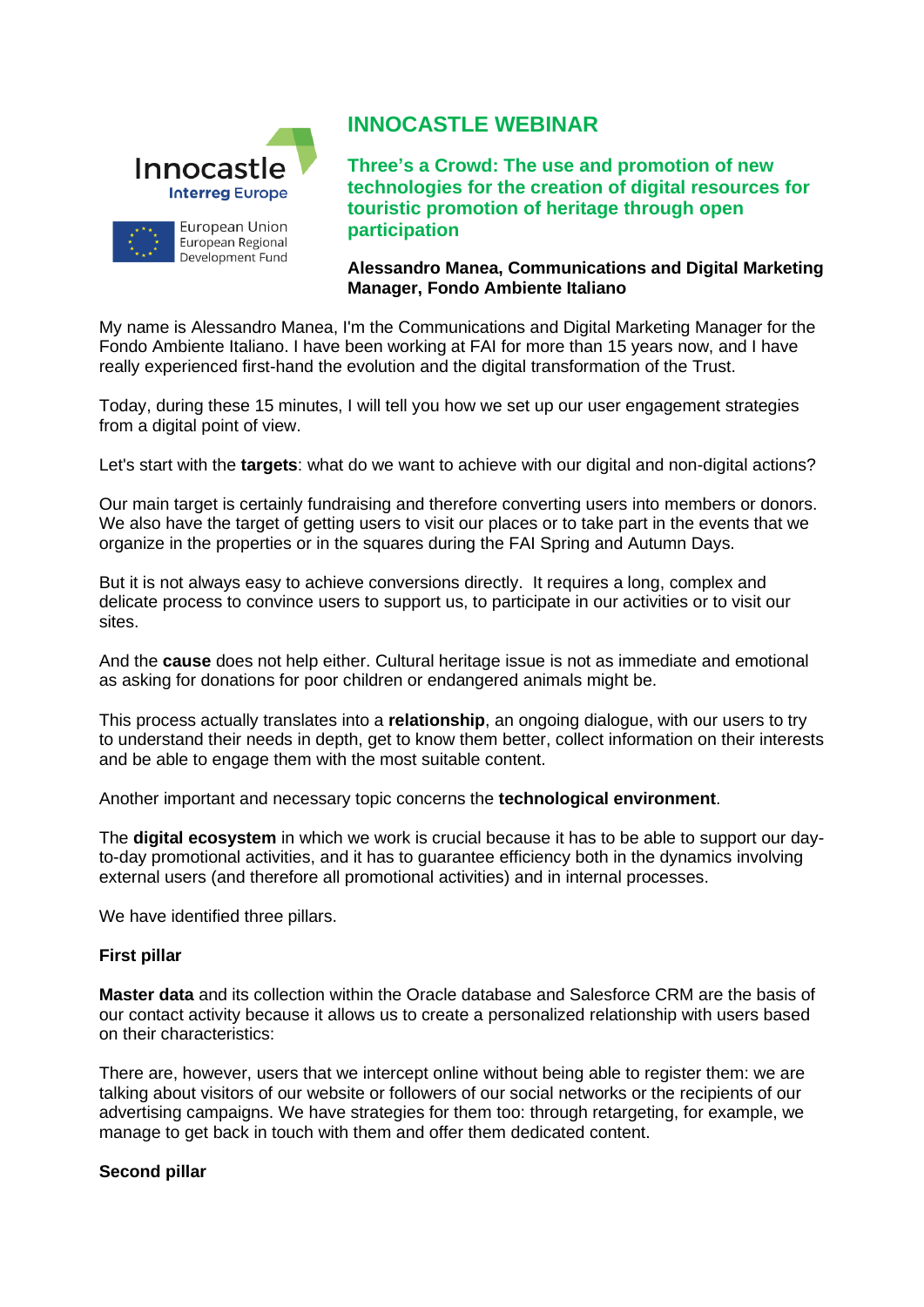Innocastle
Interreg Europe

European Union
European Regional
Development Fund

# INNOCASTLE WEBINAR

## Three's a Crowd: The use and promotion of new technologies for the creation of digital resources for touristic promotion of heritage through open participation

**Alessandro Manea, Communications and Digital Marketing Manager, Fondo Ambiente Italiano**

My name is Alessandro Manea, I'm the Communications and Digital Marketing Manager for the Fondo Ambiente Italiano. I have been working at FAI for more than 15 years now, and I have really experienced first-hand the evolution and the digital transformation of the Trust.

Today, during these 15 minutes, I will tell you how we set up our user engagement strategies from a digital point of view.

Let's start with the **targets**: what do we want to achieve with our digital and non-digital actions?

Our main target is certainly fundraising and therefore converting users into members or donors. We also have the target of getting users to visit our places or to take part in the events that we organize in the properties or in the squares during the FAI Spring and Autumn Days.

But it is not always easy to achieve conversions directly. It requires a long, complex and delicate process to convince users to support us, to participate in our activities or to visit our sites.

And the **cause** does not help either. Cultural heritage issue is not as immediate and emotional as asking for donations for poor children or endangered animals might be.

This process actually translates into a **relationship**, an ongoing dialogue, with our users to try to understand their needs in depth, get to know them better, collect information on their interests and be able to engage them with the most suitable content.

Another important and necessary topic concerns the **technological environment**.

The **digital ecosystem** in which we work is crucial because it has to be able to support our day-to-day promotional activities, and it has to guarantee efficiency both in the dynamics involving external users (and therefore all promotional activities) and in internal processes.

We have identified three pillars.

**First pillar**

**Master data** and its collection within the Oracle database and Salesforce CRM are the basis of our contact activity because it allows us to create a personalized relationship with users based on their characteristics:

There are, however, users that we intercept online without being able to register them: we are talking about visitors of our website or followers of our social networks or the recipients of our advertising campaigns. We have strategies for them too: through retargeting, for example, we manage to get back in touch with them and offer them dedicated content.

**Second pillar**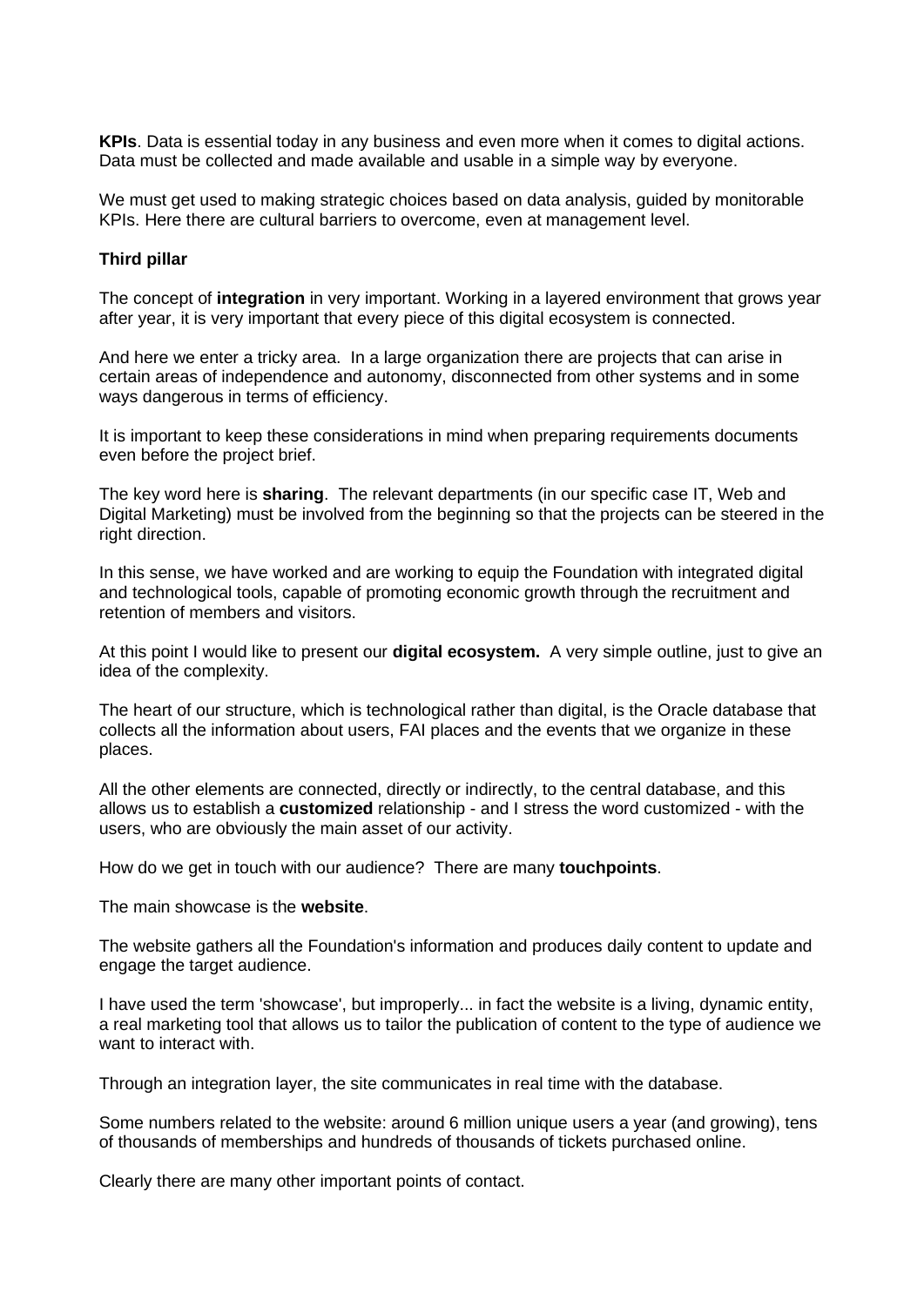**KPIs**. Data is essential today in any business and even more when it comes to digital actions. Data must be collected and made available and usable in a simple way by everyone.

We must get used to making strategic choices based on data analysis, guided by monitorable KPIs. Here there are cultural barriers to overcome, even at management level.

**Third pillar**

The concept of **integration** in very important. Working in a layered environment that grows year after year, it is very important that every piece of this digital ecosystem is connected.

And here we enter a tricky area.  In a large organization there are projects that can arise in certain areas of independence and autonomy, disconnected from other systems and in some ways dangerous in terms of efficiency.

It is important to keep these considerations in mind when preparing requirements documents even before the project brief.

The key word here is **sharing**.  The relevant departments (in our specific case IT, Web and Digital Marketing) must be involved from the beginning so that the projects can be steered in the right direction.

In this sense, we have worked and are working to equip the Foundation with integrated digital and technological tools, capable of promoting economic growth through the recruitment and retention of members and visitors.

At this point I would like to present our **digital ecosystem.**  A very simple outline, just to give an idea of the complexity.

The heart of our structure, which is technological rather than digital, is the Oracle database that collects all the information about users, FAI places and the events that we organize in these places.

All the other elements are connected, directly or indirectly, to the central database, and this allows us to establish a **customized** relationship - and I stress the word customized - with the users, who are obviously the main asset of our activity.

How do we get in touch with our audience?  There are many **touchpoints**.

The main showcase is the **website**.

The website gathers all the Foundation's information and produces daily content to update and engage the target audience.

I have used the term 'showcase', but improperly... in fact the website is a living, dynamic entity, a real marketing tool that allows us to tailor the publication of content to the type of audience we want to interact with.

Through an integration layer, the site communicates in real time with the database.

Some numbers related to the website: around 6 million unique users a year (and growing), tens of thousands of memberships and hundreds of thousands of tickets purchased online.

Clearly there are many other important points of contact.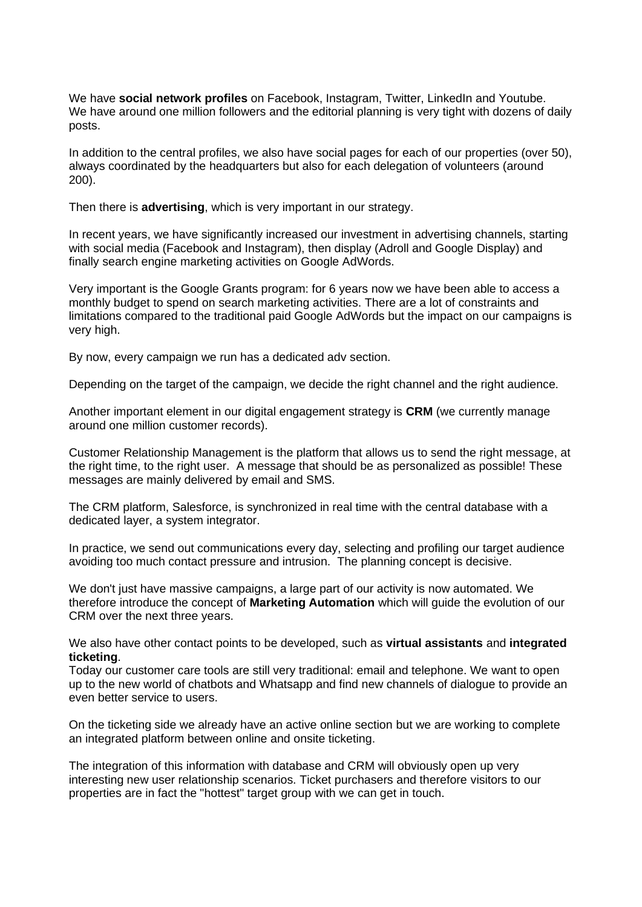We have **social network profiles** on Facebook, Instagram, Twitter, LinkedIn and Youtube. We have around one million followers and the editorial planning is very tight with dozens of daily posts.

In addition to the central profiles, we also have social pages for each of our properties (over 50), always coordinated by the headquarters but also for each delegation of volunteers (around 200).

Then there is **advertising**, which is very important in our strategy.

In recent years, we have significantly increased our investment in advertising channels, starting with social media (Facebook and Instagram), then display (Adroll and Google Display) and finally search engine marketing activities on Google AdWords.

Very important is the Google Grants program: for 6 years now we have been able to access a monthly budget to spend on search marketing activities. There are a lot of constraints and limitations compared to the traditional paid Google AdWords but the impact on our campaigns is very high.

By now, every campaign we run has a dedicated adv section.

Depending on the target of the campaign, we decide the right channel and the right audience.

Another important element in our digital engagement strategy is **CRM** (we currently manage around one million customer records).

Customer Relationship Management is the platform that allows us to send the right message, at the right time, to the right user. A message that should be as personalized as possible! These messages are mainly delivered by email and SMS.

The CRM platform, Salesforce, is synchronized in real time with the central database with a dedicated layer, a system integrator.

In practice, we send out communications every day, selecting and profiling our target audience avoiding too much contact pressure and intrusion. The planning concept is decisive.

We don't just have massive campaigns, a large part of our activity is now automated. We therefore introduce the concept of **Marketing Automation** which will guide the evolution of our CRM over the next three years.

We also have other contact points to be developed, such as **virtual assistants** and **integrated ticketing**.
Today our customer care tools are still very traditional: email and telephone. We want to open up to the new world of chatbots and Whatsapp and find new channels of dialogue to provide an even better service to users.

On the ticketing side we already have an active online section but we are working to complete an integrated platform between online and onsite ticketing.

The integration of this information with database and CRM will obviously open up very interesting new user relationship scenarios. Ticket purchasers and therefore visitors to our properties are in fact the "hottest" target group with we can get in touch.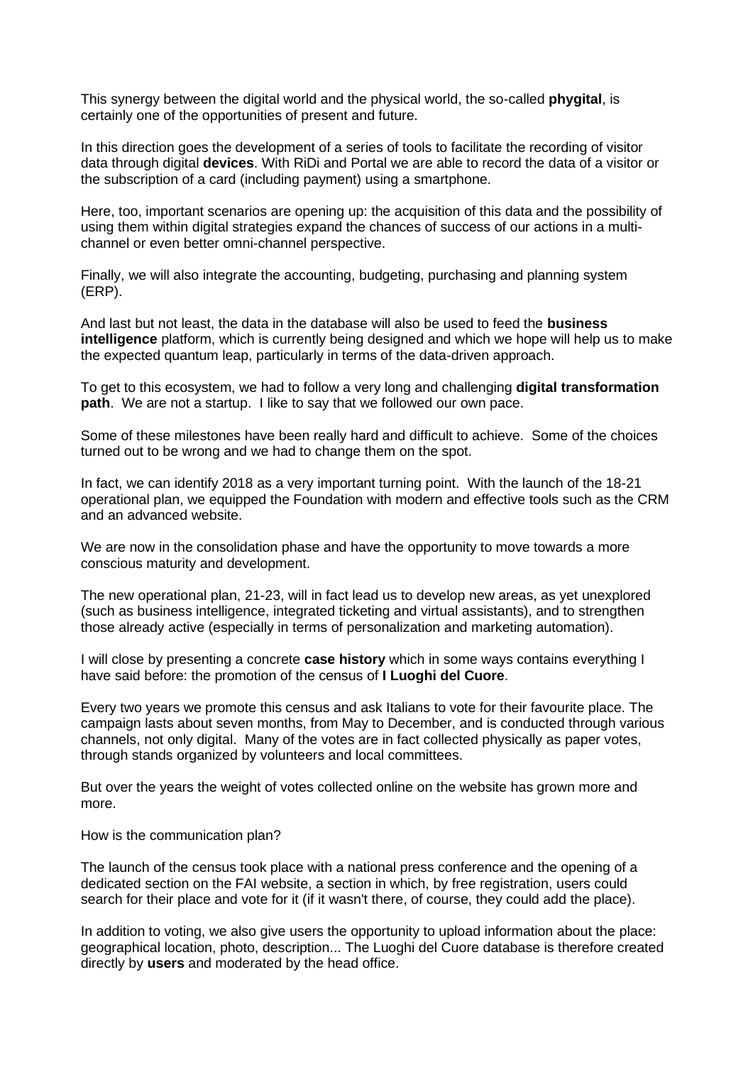This synergy between the digital world and the physical world, the so-called **phygital**, is certainly one of the opportunities of present and future.

In this direction goes the development of a series of tools to facilitate the recording of visitor data through digital **devices**. With RiDi and Portal we are able to record the data of a visitor or the subscription of a card (including payment) using a smartphone.

Here, too, important scenarios are opening up: the acquisition of this data and the possibility of using them within digital strategies expand the chances of success of our actions in a multi-channel or even better omni-channel perspective.

Finally, we will also integrate the accounting, budgeting, purchasing and planning system (ERP).

And last but not least, the data in the database will also be used to feed the **business intelligence** platform, which is currently being designed and which we hope will help us to make the expected quantum leap, particularly in terms of the data-driven approach.

To get to this ecosystem, we had to follow a very long and challenging **digital transformation path**. We are not a startup. I like to say that we followed our own pace.

Some of these milestones have been really hard and difficult to achieve. Some of the choices turned out to be wrong and we had to change them on the spot.

In fact, we can identify 2018 as a very important turning point. With the launch of the 18-21 operational plan, we equipped the Foundation with modern and effective tools such as the CRM and an advanced website.

We are now in the consolidation phase and have the opportunity to move towards a more conscious maturity and development.

The new operational plan, 21-23, will in fact lead us to develop new areas, as yet unexplored (such as business intelligence, integrated ticketing and virtual assistants), and to strengthen those already active (especially in terms of personalization and marketing automation).

I will close by presenting a concrete **case history** which in some ways contains everything I have said before: the promotion of the census of **I Luoghi del Cuore**.

Every two years we promote this census and ask Italians to vote for their favourite place. The campaign lasts about seven months, from May to December, and is conducted through various channels, not only digital. Many of the votes are in fact collected physically as paper votes, through stands organized by volunteers and local committees.

But over the years the weight of votes collected online on the website has grown more and more.

How is the communication plan?

The launch of the census took place with a national press conference and the opening of a dedicated section on the FAI website, a section in which, by free registration, users could search for their place and vote for it (if it wasn't there, of course, they could add the place).

In addition to voting, we also give users the opportunity to upload information about the place: geographical location, photo, description... The Luoghi del Cuore database is therefore created directly by **users** and moderated by the head office.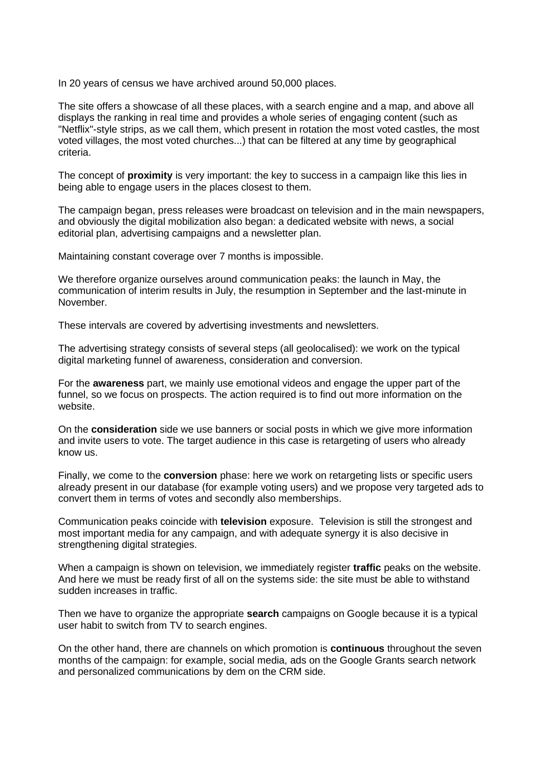In 20 years of census we have archived around 50,000 places.

The site offers a showcase of all these places, with a search engine and a map, and above all displays the ranking in real time and provides a whole series of engaging content (such as "Netflix"-style strips, as we call them, which present in rotation the most voted castles, the most voted villages, the most voted churches...) that can be filtered at any time by geographical criteria.

The concept of **proximity** is very important: the key to success in a campaign like this lies in being able to engage users in the places closest to them.

The campaign began, press releases were broadcast on television and in the main newspapers, and obviously the digital mobilization also began: a dedicated website with news, a social editorial plan, advertising campaigns and a newsletter plan.

Maintaining constant coverage over 7 months is impossible.

We therefore organize ourselves around communication peaks: the launch in May, the communication of interim results in July, the resumption in September and the last-minute in November.

These intervals are covered by advertising investments and newsletters.

The advertising strategy consists of several steps (all geolocalised): we work on the typical digital marketing funnel of awareness, consideration and conversion.

For the **awareness** part, we mainly use emotional videos and engage the upper part of the funnel, so we focus on prospects. The action required is to find out more information on the website.

On the **consideration** side we use banners or social posts in which we give more information and invite users to vote. The target audience in this case is retargeting of users who already know us.

Finally, we come to the **conversion** phase: here we work on retargeting lists or specific users already present in our database (for example voting users) and we propose very targeted ads to convert them in terms of votes and secondly also memberships.

Communication peaks coincide with **television** exposure. Television is still the strongest and most important media for any campaign, and with adequate synergy it is also decisive in strengthening digital strategies.

When a campaign is shown on television, we immediately register **traffic** peaks on the website. And here we must be ready first of all on the systems side: the site must be able to withstand sudden increases in traffic.

Then we have to organize the appropriate **search** campaigns on Google because it is a typical user habit to switch from TV to search engines.

On the other hand, there are channels on which promotion is **continuous** throughout the seven months of the campaign: for example, social media, ads on the Google Grants search network and personalized communications by dem on the CRM side.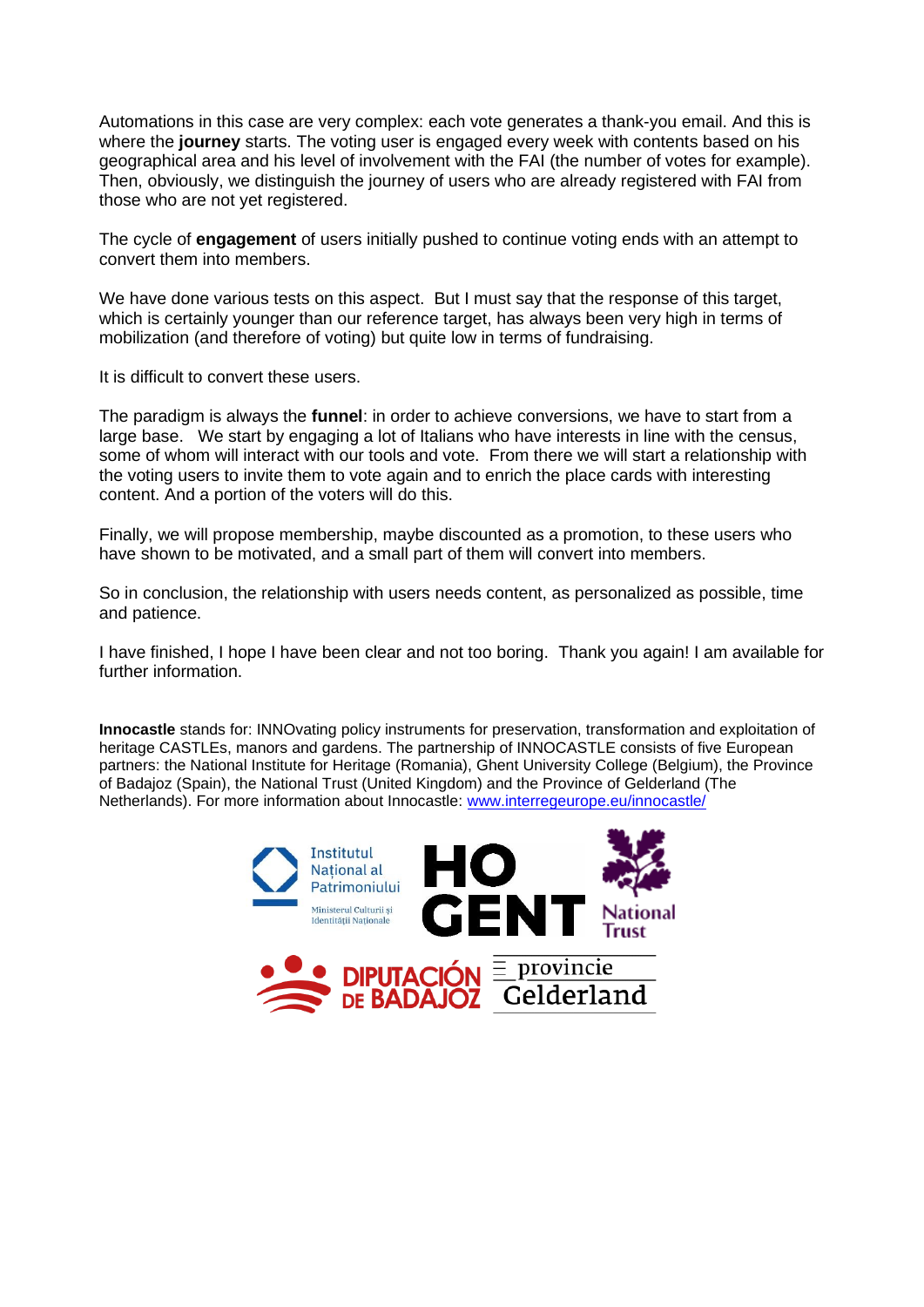Automations in this case are very complex: each vote generates a thank-you email. And this is where the **journey** starts. The voting user is engaged every week with contents based on his geographical area and his level of involvement with the FAI (the number of votes for example). Then, obviously, we distinguish the journey of users who are already registered with FAI from those who are not yet registered.

The cycle of **engagement** of users initially pushed to continue voting ends with an attempt to convert them into members.

We have done various tests on this aspect. But I must say that the response of this target, which is certainly younger than our reference target, has always been very high in terms of mobilization (and therefore of voting) but quite low in terms of fundraising.

It is difficult to convert these users.

The paradigm is always the **funnel**: in order to achieve conversions, we have to start from a large base. We start by engaging a lot of Italians who have interests in line with the census, some of whom will interact with our tools and vote. From there we will start a relationship with the voting users to invite them to vote again and to enrich the place cards with interesting content. And a portion of the voters will do this.

Finally, we will propose membership, maybe discounted as a promotion, to these users who have shown to be motivated, and a small part of them will convert into members.

So in conclusion, the relationship with users needs content, as personalized as possible, time and patience.

I have finished, I hope I have been clear and not too boring. Thank you again! I am available for further information.

**Innocastle** stands for: INNOvating policy instruments for preservation, transformation and exploitation of heritage CASTLEs, manors and gardens. The partnership of INNOCASTLE consists of five European partners: the National Institute for Heritage (Romania), Ghent University College (Belgium), the Province of Badajoz (Spain), the National Trust (United Kingdom) and the Province of Gelderland (The Netherlands). For more information about Innocastle: [www.interregeurope.eu/innocastle/](www.interregeurope.eu/innocastle/)

Institutul Național al Patrimoniului
Ministerul Culturii și Identității Naționale

HO GENT

National Trust

DIPUTACIÓN DE BADAJOZ

provincie Gelderland